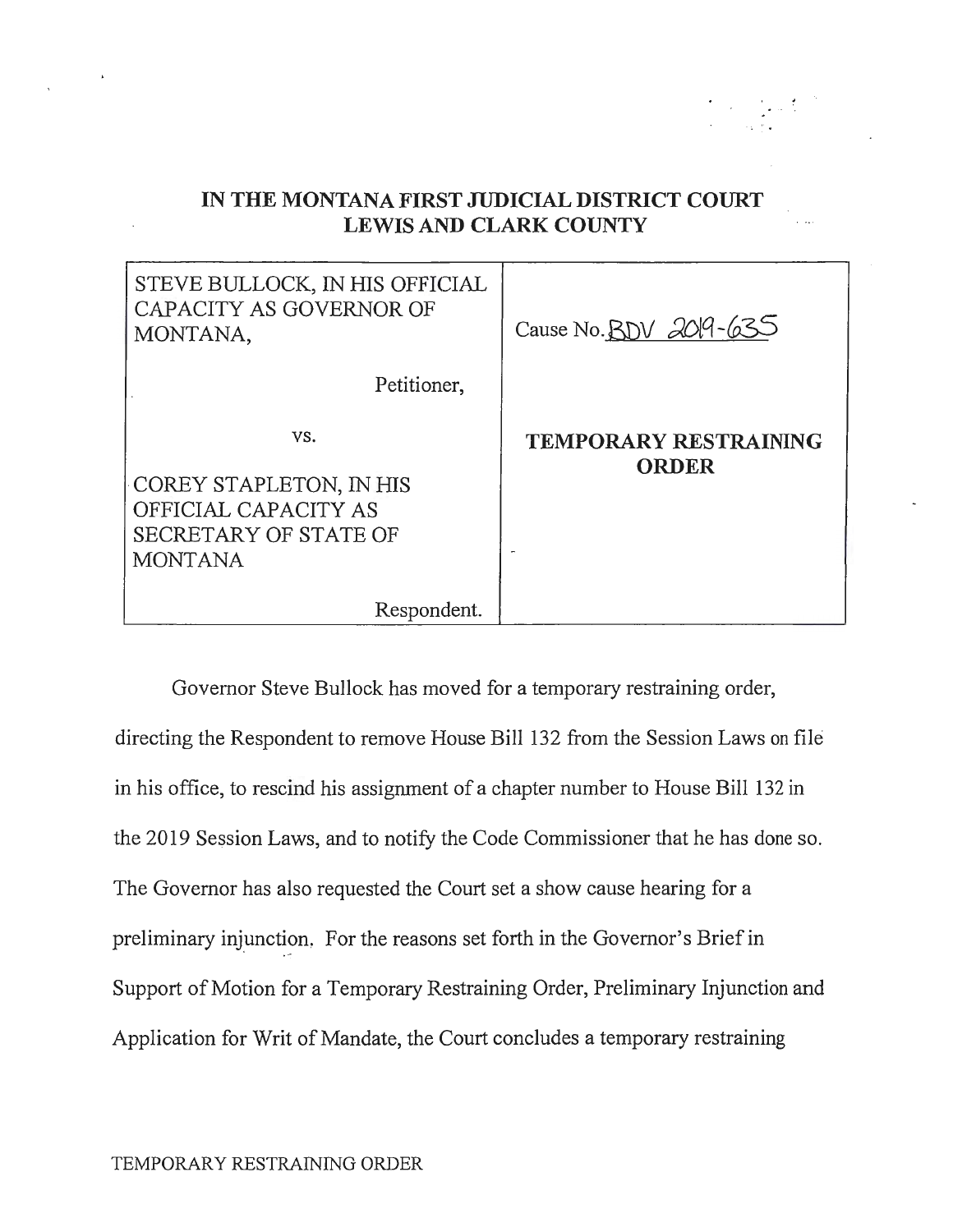# IN THE MONTANA FIRST JUDICIAL DISTRICT COURT
# LEWIS AND CLARK COUNTY

| | |
|---|---|
| STEVE BULLOCK, IN HIS OFFICIAL CAPACITY AS GOVERNOR OF MONTANA,<br><br>Petitioner,<br><br>vs.<br><br>COREY STAPLETON, IN HIS OFFICIAL CAPACITY AS SECRETARY OF STATE OF MONTANA<br><br>Respondent. | Cause No. BDV 2019-635<br><br>**TEMPORARY RESTRAINING ORDER** |

Governor Steve Bullock has moved for a temporary restraining order, directing the Respondent to remove House Bill 132 from the Session Laws on file in his office, to rescind his assignment of a chapter number to House Bill 132 in the 2019 Session Laws, and to notify the Code Commissioner that he has done so. The Governor has also requested the Court set a show cause hearing for a preliminary injunction. For the reasons set forth in the Governor's Brief in Support of Motion for a Temporary Restraining Order, Preliminary Injunction and Application for Writ of Mandate, the Court concludes a temporary restraining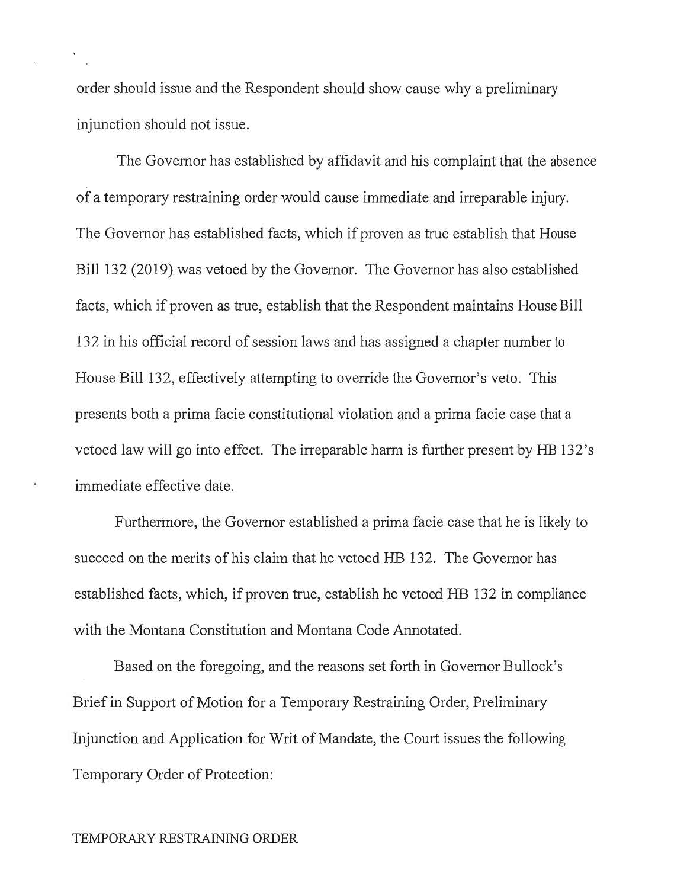order should issue and the Respondent should show cause why a preliminary injunction should not issue.

The Governor has established by affidavit and his complaint that the absence of a temporary restraining order would cause immediate and irreparable injury. The Governor has established facts, which if proven as true establish that House Bill 132 (2019) was vetoed by the Governor. The Governor has also established facts, which if proven as true, establish that the Respondent maintains House Bill 132 in his official record of session laws and has assigned a chapter number to House Bill 132, effectively attempting to override the Governor's veto. This presents both a prima facie constitutional violation and a prima facie case that a vetoed law will go into effect. The irreparable harm is further present by HB 132's immediate effective date.

Furthermore, the Governor established a prima facie case that he is likely to succeed on the merits of his claim that he vetoed HB 132. The Governor has established facts, which, if proven true, establish he vetoed HB 132 in compliance with the Montana Constitution and Montana Code Annotated.

Based on the foregoing, and the reasons set forth in Governor Bullock's Brief in Support of Motion for a Temporary Restraining Order, Preliminary Injunction and Application for Writ of Mandate, the Court issues the following Temporary Order of Protection: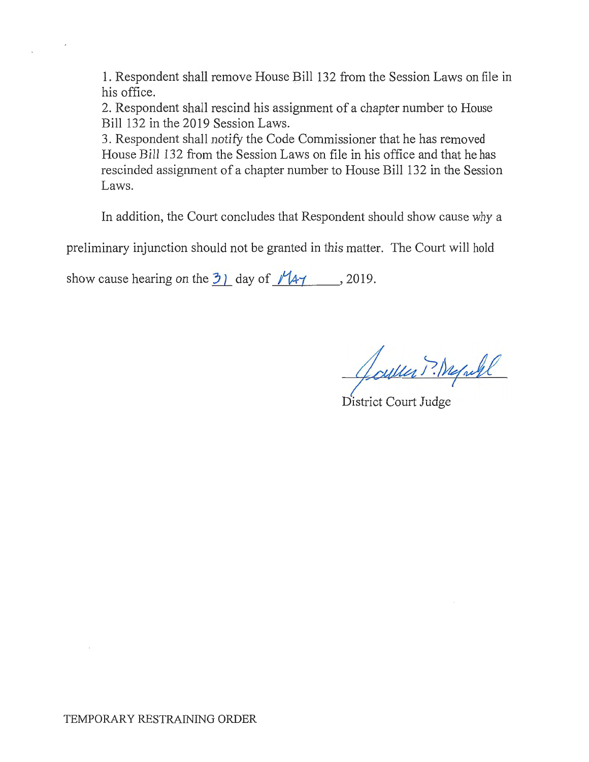1. Respondent shall remove House Bill 132 from the Session Laws on file in his office.
2. Respondent shall rescind his assignment of a chapter number to House Bill 132 in the 2019 Session Laws.
3. Respondent shall notify the Code Commissioner that he has removed House Bill 132 from the Session Laws on file in his office and that he has rescinded assignment of a chapter number to House Bill 132 in the Session Laws.

In addition, the Court concludes that Respondent should show cause why a preliminary injunction should not be granted in this matter. The Court will hold show cause hearing on the 31 day of MAY, 2019.

District Court Judge

TEMPORARY RESTRAINING ORDER